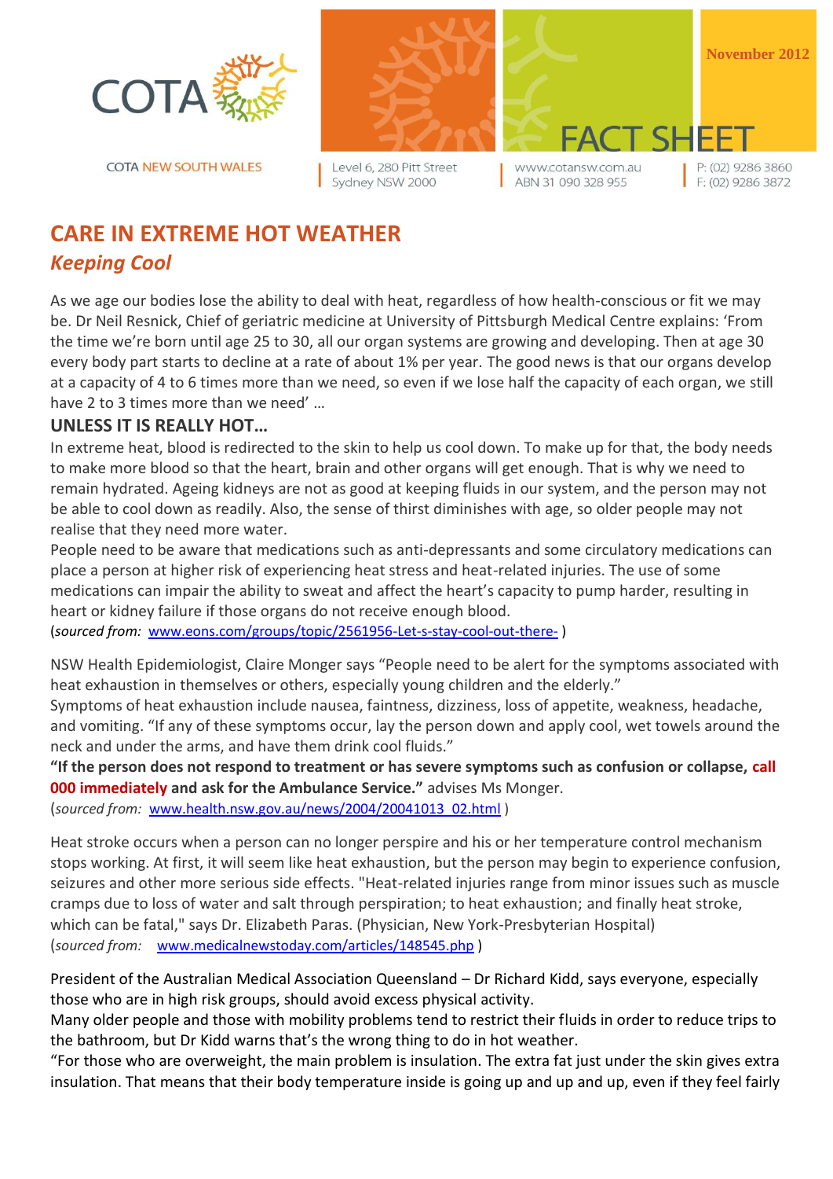COTA NEW SOUTH WALES

Level 6, 280 Pitt Street
Sydney NSW 2000

www.cotansw.com.au
ABN 31 090 328 955

P: (02) 9286 3860
F: (02) 9286 3872

November 2012

FACT SHEET

# CARE IN EXTREME HOT WEATHER

## *Keeping Cool*

As we age our bodies lose the ability to deal with heat, regardless of how health-conscious or fit we may be. Dr Neil Resnick, Chief of geriatric medicine at University of Pittsburgh Medical Centre explains: 'From the time we're born until age 25 to 30, all our organ systems are growing and developing. Then at age 30 every body part starts to decline at a rate of about 1% per year. The good news is that our organs develop at a capacity of 4 to 6 times more than we need, so even if we lose half the capacity of each organ, we still have 2 to 3 times more than we need' …

### UNLESS IT IS REALLY HOT…

In extreme heat, blood is redirected to the skin to help us cool down. To make up for that, the body needs to make more blood so that the heart, brain and other organs will get enough. That is why we need to remain hydrated. Ageing kidneys are not as good at keeping fluids in our system, and the person may not be able to cool down as readily. Also, the sense of thirst diminishes with age, so older people may not realise that they need more water.

People need to be aware that medications such as anti-depressants and some circulatory medications can place a person at higher risk of experiencing heat stress and heat-related injuries. The use of some medications can impair the ability to sweat and affect the heart's capacity to pump harder, resulting in heart or kidney failure if those organs do not receive enough blood.

(*sourced from:* www.eons.com/groups/topic/2561956-Let-s-stay-cool-out-there- )

NSW Health Epidemiologist, Claire Monger says "People need to be alert for the symptoms associated with heat exhaustion in themselves or others, especially young children and the elderly."

Symptoms of heat exhaustion include nausea, faintness, dizziness, loss of appetite, weakness, headache, and vomiting. "If any of these symptoms occur, lay the person down and apply cool, wet towels around the neck and under the arms, and have them drink cool fluids."

**"If the person does not respond to treatment or has severe symptoms such as confusion or collapse, call 000 immediately and ask for the Ambulance Service."** advises Ms Monger.

(*sourced from:* www.health.nsw.gov.au/news/2004/20041013_02.html )

Heat stroke occurs when a person can no longer perspire and his or her temperature control mechanism stops working. At first, it will seem like heat exhaustion, but the person may begin to experience confusion, seizures and other more serious side effects. "Heat-related injuries range from minor issues such as muscle cramps due to loss of water and salt through perspiration; to heat exhaustion; and finally heat stroke, which can be fatal," says Dr. Elizabeth Paras. (Physician, New York-Presbyterian Hospital)

(*sourced from:* www.medicalnewstoday.com/articles/148545.php )

President of the Australian Medical Association Queensland – Dr Richard Kidd, says everyone, especially those who are in high risk groups, should avoid excess physical activity.

Many older people and those with mobility problems tend to restrict their fluids in order to reduce trips to the bathroom, but Dr Kidd warns that's the wrong thing to do in hot weather.

"For those who are overweight, the main problem is insulation. The extra fat just under the skin gives extra insulation. That means that their body temperature inside is going up and up and up, even if they feel fairly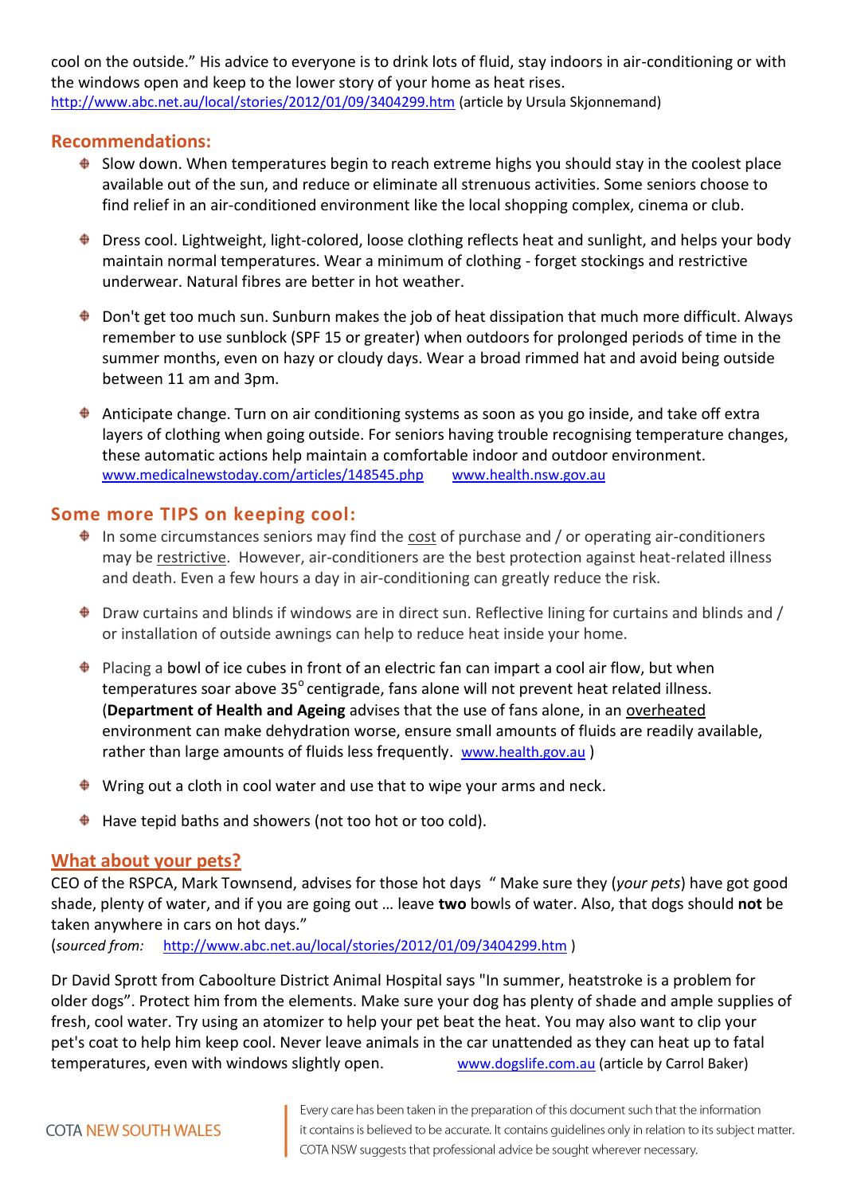cool on the outside." His advice to everyone is to drink lots of fluid, stay indoors in air-conditioning or with the windows open and keep to the lower story of your home as heat rises.
http://www.abc.net.au/local/stories/2012/01/09/3404299.htm (article by Ursula Skjonnemand)

## Recommendations:

- Slow down. When temperatures begin to reach extreme highs you should stay in the coolest place available out of the sun, and reduce or eliminate all strenuous activities. Some seniors choose to find relief in an air-conditioned environment like the local shopping complex, cinema or club.
- Dress cool. Lightweight, light-colored, loose clothing reflects heat and sunlight, and helps your body maintain normal temperatures. Wear a minimum of clothing - forget stockings and restrictive underwear. Natural fibres are better in hot weather.
- Don't get too much sun. Sunburn makes the job of heat dissipation that much more difficult. Always remember to use sunblock (SPF 15 or greater) when outdoors for prolonged periods of time in the summer months, even on hazy or cloudy days. Wear a broad rimmed hat and avoid being outside between 11 am and 3pm.
- Anticipate change. Turn on air conditioning systems as soon as you go inside, and take off extra layers of clothing when going outside. For seniors having trouble recognising temperature changes, these automatic actions help maintain a comfortable indoor and outdoor environment.
  www.medicalnewstoday.com/articles/148545.php www.health.nsw.gov.au

## Some more TIPS on keeping cool:

- In some circumstances seniors may find the cost of purchase and / or operating air-conditioners may be restrictive. However, air-conditioners are the best protection against heat-related illness and death. Even a few hours a day in air-conditioning can greatly reduce the risk.
- Draw curtains and blinds if windows are in direct sun. Reflective lining for curtains and blinds and / or installation of outside awnings can help to reduce heat inside your home.
- Placing a bowl of ice cubes in front of an electric fan can impart a cool air flow, but when temperatures soar above 35$^{o}$ centigrade, fans alone will not prevent heat related illness. (**Department of Health and Ageing** advises that the use of fans alone, in an overheated environment can make dehydration worse, ensure small amounts of fluids are readily available, rather than large amounts of fluids less frequently. www.health.gov.au )
- Wring out a cloth in cool water and use that to wipe your arms and neck.
- Have tepid baths and showers (not too hot or too cold).

## What about your pets?

CEO of the RSPCA, Mark Townsend, advises for those hot days " Make sure they (*your pets*) have got good shade, plenty of water, and if you are going out … leave **two** bowls of water. Also, that dogs should **not** be taken anywhere in cars on hot days."
(*sourced from:* http://www.abc.net.au/local/stories/2012/01/09/3404299.htm )

Dr David Sprott from Caboolture District Animal Hospital says "In summer, heatstroke is a problem for older dogs". Protect him from the elements. Make sure your dog has plenty of shade and ample supplies of fresh, cool water. Try using an atomizer to help your pet beat the heat. You may also want to clip your pet's coat to help him keep cool. Never leave animals in the car unattended as they can heat up to fatal temperatures, even with windows slightly open. www.dogslife.com.au (article by Carrol Baker)

COTA NEW SOUTH WALES

Every care has been taken in the preparation of this document such that the information it contains is believed to be accurate. It contains guidelines only in relation to its subject matter. COTA NSW suggests that professional advice be sought wherever necessary.